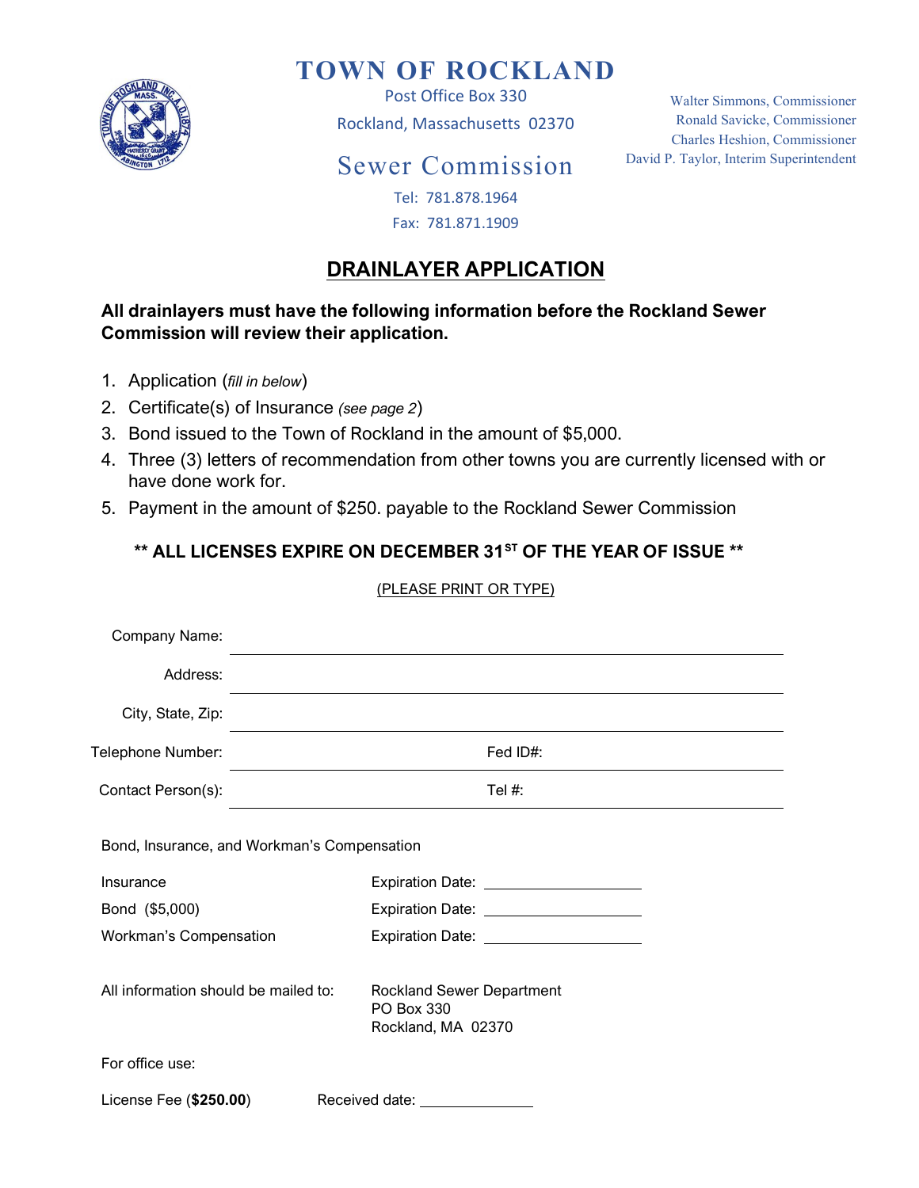# TOWN OF ROCKLAND

Post Office Box 330

Rockland, Massachusetts 02370

## Sewer Commission

Tel: 781.878.1964

Fax: 781.871.1909

Walter Simmons, Commissioner
Ronald Savicke, Commissioner
Charles Heshion, Commissioner
David P. Taylor, Interim Superintendent

## DRAINLAYER APPLICATION

**All drainlayers must have the following information before the Rockland Sewer Commission will review their application.**

1. Application (*fill in below*)
2. Certificate(s) of Insurance *(see page 2)*
3. Bond issued to the Town of Rockland in the amount of $5,000.
4. Three (3) letters of recommendation from other towns you are currently licensed with or have done work for.
5. Payment in the amount of $250. payable to the Rockland Sewer Commission

**** ALL LICENSES EXPIRE ON DECEMBER 31ST OF THE YEAR OF ISSUE ****

(PLEASE PRINT OR TYPE)

Company Name: ______________________________

Address: ______________________________

City, State, Zip: ______________________________

Telephone Number: ______________ Fed ID#: ______________

Contact Person(s): ______________ Tel #: ______________

Bond, Insurance, and Workman's Compensation

| | |
|---|---|
| Insurance | Expiration Date: __________ |
| Bond ($5,000) | Expiration Date: __________ |
| Workman's Compensation | Expiration Date: __________ |

All information should be mailed to:

Rockland Sewer Department
PO Box 330
Rockland, MA 02370

For office use:

License Fee (**$250.00**) Received date: __________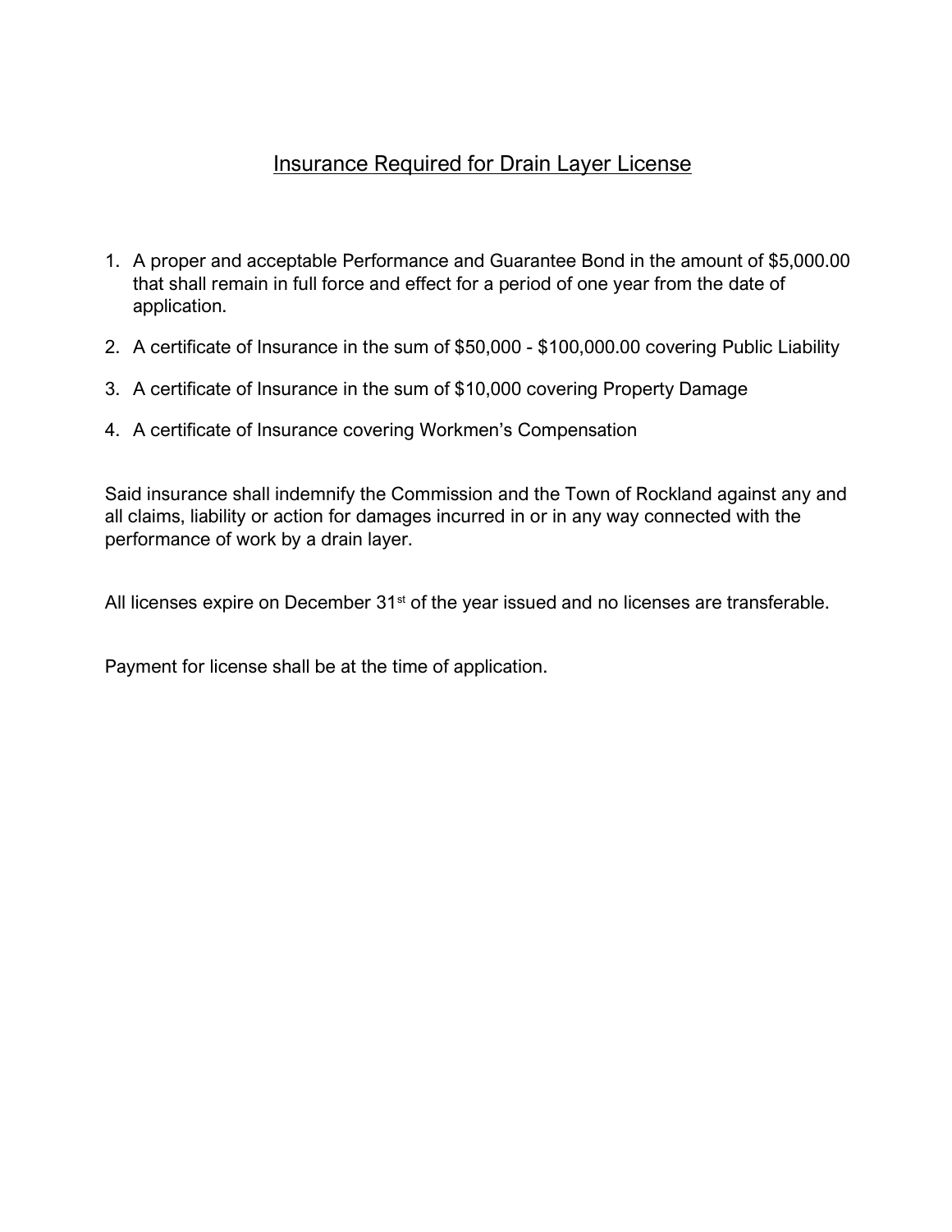## Insurance Required for Drain Layer License

1. A proper and acceptable Performance and Guarantee Bond in the amount of $5,000.00 that shall remain in full force and effect for a period of one year from the date of application.
2. A certificate of Insurance in the sum of $50,000 - $100,000.00 covering Public Liability
3. A certificate of Insurance in the sum of $10,000 covering Property Damage
4. A certificate of Insurance covering Workmen's Compensation

Said insurance shall indemnify the Commission and the Town of Rockland against any and all claims, liability or action for damages incurred in or in any way connected with the performance of work by a drain layer.

All licenses expire on December 31st of the year issued and no licenses are transferable.

Payment for license shall be at the time of application.